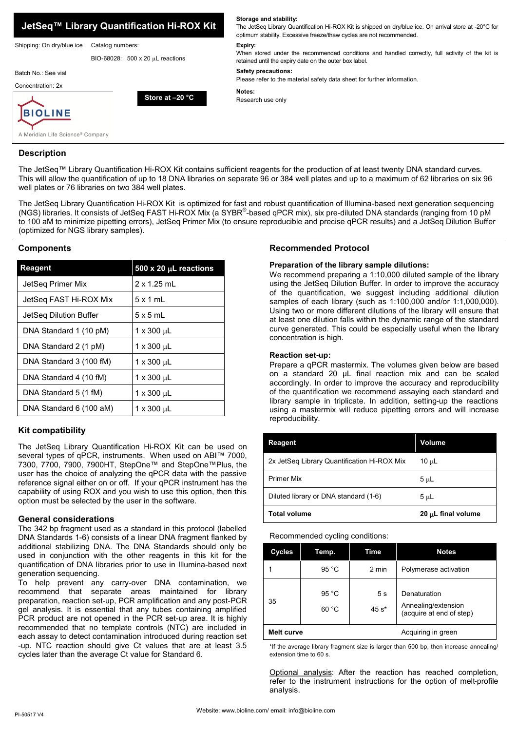# JetSeq™ Library Quantification Hi-ROX Kit

Shipping: On dry/blue ice

Catalog numbers:

BIO-68028: 500 x 20 μL reactions

Batch No.: See vial

Concentration: 2x

**Store at –20 °C**

BIOLINE

A Meridian Life Science® Company

**Storage and stability:**
The JetSeq Library Quantification Hi-ROX Kit is shipped on dry/blue ice. On arrival store at -20°C for optimum stability. Excessive freeze/thaw cycles are not recommended.

**Expiry:**
When stored under the recommended conditions and handled correctly, full activity of the kit is retained until the expiry date on the outer box label.

**Safety precautions:**
Please refer to the material safety data sheet for further information.

**Notes:**
Research use only

## Description

The JetSeq™ Library Quantification Hi-ROX Kit contains sufficient reagents for the production of at least twenty DNA standard curves. This will allow the quantification of up to 18 DNA libraries on separate 96 or 384 well plates and up to a maximum of 62 libraries on six 96 well plates or 76 libraries on two 384 well plates.

The JetSeq Library Quantification Hi-ROX Kit is optimized for fast and robust quantification of Illumina-based next generation sequencing (NGS) libraries. It consists of JetSeq FAST Hi-ROX Mix (a SYBR®-based qPCR mix), six pre-diluted DNA standards (ranging from 10 pM to 100 aM to minimize pipetting errors), JetSeq Primer Mix (to ensure reproducible and precise qPCR results) and a JetSeq Dilution Buffer (optimized for NGS library samples).

## Components

| Reagent | 500 x 20 μL reactions |
|---|---|
| JetSeq Primer Mix | 2 x 1.25 mL |
| JetSeq FAST Hi-ROX Mix | 5 x 1 mL |
| JetSeq Dilution Buffer | 5 x 5 mL |
| DNA Standard 1 (10 pM) | 1 x 300 μL |
| DNA Standard 2 (1 pM) | 1 x 300 μL |
| DNA Standard 3 (100 fM) | 1 x 300 μL |
| DNA Standard 4 (10 fM) | 1 x 300 μL |
| DNA Standard 5 (1 fM) | 1 x 300 μL |
| DNA Standard 6 (100 aM) | 1 x 300 μL |

## Kit compatibility

The JetSeq Library Quantification Hi-ROX Kit can be used on several types of qPCR, instruments. When used on ABI™ 7000, 7300, 7700, 7900, 7900HT, StepOne™ and StepOne™Plus, the user has the choice of analyzing the qPCR data with the passive reference signal either on or off. If your qPCR instrument has the capability of using ROX and you wish to use this option, then this option must be selected by the user in the software.

## General considerations

The 342 bp fragment used as a standard in this protocol (labelled DNA Standards 1-6) consists of a linear DNA fragment flanked by additional stabilizing DNA. The DNA Standards should only be used in conjunction with the other reagents in this kit for the quantification of DNA libraries prior to use in Illumina-based next generation sequencing.

To help prevent any carry-over DNA contamination, we recommend that separate areas maintained for library preparation, reaction set-up, PCR amplification and any post-PCR gel analysis. It is essential that any tubes containing amplified PCR product are not opened in the PCR set-up area. It is highly recommended that no template controls (NTC) are included in each assay to detect contamination introduced during reaction set -up. NTC reaction should give Ct values that are at least 3.5 cycles later than the average Ct value for Standard 6.

## Recommended Protocol

### Preparation of the library sample dilutions:

We recommend preparing a 1:10,000 diluted sample of the library using the JetSeq Dilution Buffer. In order to improve the accuracy of the quantification, we suggest including additional dilution samples of each library (such as 1:100,000 and/or 1:1,000,000). Using two or more different dilutions of the library will ensure that at least one dilution falls within the dynamic range of the standard curve generated. This could be especially useful when the library concentration is high.

### Reaction set-up:

Prepare a qPCR mastermix. The volumes given below are based on a standard 20 μL final reaction mix and can be scaled accordingly. In order to improve the accuracy and reproducibility of the quantification we recommend assaying each standard and library sample in triplicate. In addition, setting-up the reactions using a mastermix will reduce pipetting errors and will increase reproducibility.

| Reagent | Volume |
|---|---|
| 2x JetSeq Library Quantification Hi-ROX Mix | 10 μL |
| Primer Mix | 5 μL |
| Diluted library or DNA standard (1-6) | 5 μL |
| **Total volume** | **20 μL final volume** |

Recommended cycling conditions:

| Cycles | Temp. | Time | Notes |
|---|---|---|---|
| 1 | 95 °C | 2 min | Polymerase activation |
| 35 | 95 °C | 5 s | Denaturation |
| | 60 °C | 45 s* | Annealing/extension (acquire at end of step) |
| **Melt curve** | | | Acquiring in green |

*If the average library fragment size is larger than 500 bp, then increase annealing/ extension time to 60 s.

Optional analysis: After the reaction has reached completion, refer to the instrument instructions for the option of melt-profile analysis.

Website: www.bioline.com/ email: info@bioline.com

PI-50517 V4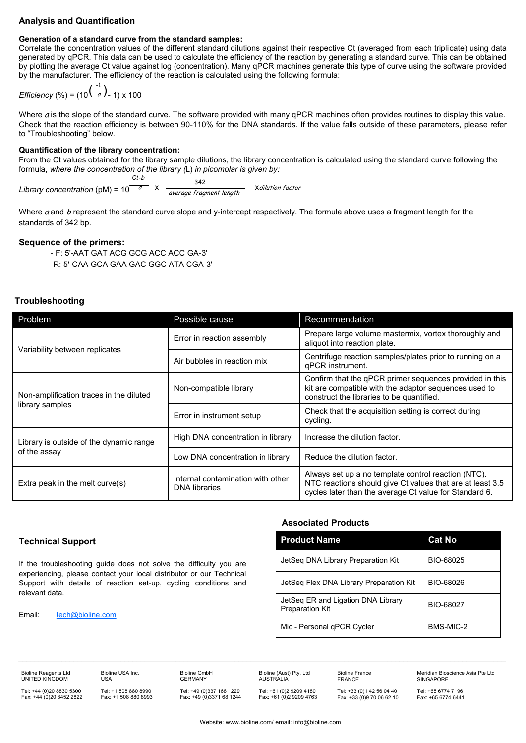## Analysis and Quantification

**Generation of a standard curve from the standard samples:**
Correlate the concentration values of the different standard dilutions against their respective Ct (averaged from each triplicate) using data generated by qPCR. This data can be used to calculate the efficiency of the reaction by generating a standard curve. This can be obtained by plotting the average Ct value against log (concentration). Many qPCR machines generate this type of curve using the software provided by the manufacturer. The efficiency of the reaction is calculated using the following formula:

$$\textit{Efficiency}\ (\%) = \left(10^{\left(\frac{-1}{a}\right)} - 1\right) \times 100$$

Where $a$ is the slope of the standard curve. The software provided with many qPCR machines often provides routines to display this value. Check that the reaction efficiency is between 90-110% for the DNA standards. If the value falls outside of these parameters, please refer to "Troubleshooting" below.

**Quantification of the library concentration:**
From the Ct values obtained for the library sample dilutions, the library concentration is calculated using the standard curve following the formula, *where the concentration of the library (*L*) in picomolar is given by:*

$$\textit{Library concentration}\ (\text{pM}) = 10^{\frac{Ct-b}{a}} \times \frac{342}{\textit{average fragment length}} \times \textit{dilution factor}$$

Where $a$ and $b$ represent the standard curve slope and y-intercept respectively. The formula above uses a fragment length for the standards of 342 bp.

### Sequence of the primers:

- F: 5'-AAT GAT ACG GCG ACC ACC GA-3'
- R: 5'-CAA GCA GAA GAC GGC ATA CGA-3'

## Troubleshooting

| Problem | Possible cause | Recommendation |
|---|---|---|
| Variability between replicates | Error in reaction assembly | Prepare large volume mastermix, vortex thoroughly and aliquot into reaction plate. |
| | Air bubbles in reaction mix | Centrifuge reaction samples/plates prior to running on a qPCR instrument. |
| Non-amplification traces in the diluted library samples | Non-compatible library | Confirm that the qPCR primer sequences provided in this kit are compatible with the adaptor sequences used to construct the libraries to be quantified. |
| | Error in instrument setup | Check that the acquisition setting is correct during cycling. |
| Library is outside of the dynamic range of the assay | High DNA concentration in library | Increase the dilution factor. |
| | Low DNA concentration in library | Reduce the dilution factor. |
| Extra peak in the melt curve(s) | Internal contamination with other DNA libraries | Always set up a no template control reaction (NTC). NTC reactions should give Ct values that are at least 3.5 cycles later than the average Ct value for Standard 6. |

## Technical Support

If the troubleshooting guide does not solve the difficulty you are experiencing, please contact your local distributor or our Technical Support with details of reaction set-up, cycling conditions and relevant data.

Email: tech@bioline.com

## Associated Products

| Product Name | Cat No |
|---|---|
| JetSeq DNA Library Preparation Kit | BIO-68025 |
| JetSeq Flex DNA Library Preparation Kit | BIO-68026 |
| JetSeq ER and Ligation DNA Library Preparation Kit | BIO-68027 |
| Mic - Personal qPCR Cycler | BMS-MIC-2 |

Bioline Reagents Ltd
UNITED KINGDOM
Tel: +44 (0)20 8830 5300
Fax: +44 (0)20 8452 2822

Bioline USA Inc.
USA
Tel: +1 508 880 8990
Fax: +1 508 880 8993

Bioline GmbH
GERMANY
Tel: +49 (0)337 168 1229
Fax: +49 (0)3371 68 1244

Bioline (Aust) Pty. Ltd
AUSTRALIA
Tel: +61 (0)2 9209 4180
Fax: +61 (0)2 9209 4763

Bioline France
FRANCE
Tel: +33 (0)1 42 56 04 40
Fax: +33 (0)9 70 06 62 10

Meridian Bioscience Asia Pte Ltd
SINGAPORE
Tel: +65 6774 7196
Fax: +65 6774 6441

Website: www.bioline.com/ email: info@bioline.com